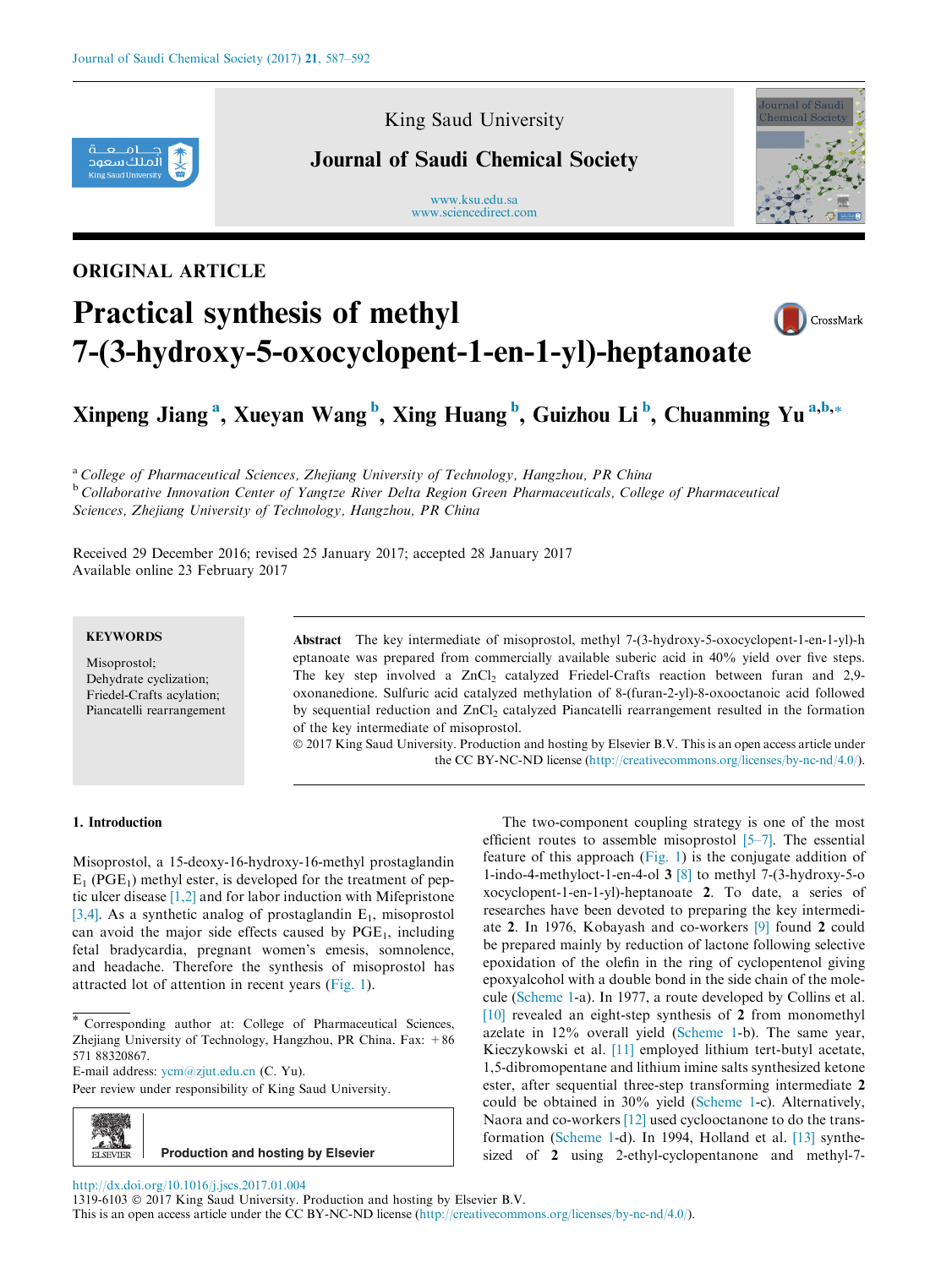King Saud University

# Journal of Saudi Chemical Society

www.ksu.edu.sa
www.sciencedirect.com

ORIGINAL ARTICLE

# Practical synthesis of methyl 7-(3-hydroxy-5-oxocyclopent-1-en-1-yl)-heptanoate

**Xinpeng Jiang [a], Xueyan Wang [b], Xing Huang [b], Guizhou Li [b], Chuanming Yu [a,b,*]**

[a] *College of Pharmaceutical Sciences, Zhejiang University of Technology, Hangzhou, PR China*
[b] *Collaborative Innovation Center of Yangtze River Delta Region Green Pharmaceuticals, College of Pharmaceutical Sciences, Zhejiang University of Technology, Hangzhou, PR China*

Received 29 December 2016; revised 25 January 2017; accepted 28 January 2017
Available online 23 February 2017

**KEYWORDS**

Misoprostol;
Dehydrate cyclization;
Friedel-Crafts acylation;
Piancatelli rearrangement

**Abstract** The key intermediate of misoprostol, methyl 7-(3-hydroxy-5-oxocyclopent-1-en-1-yl)-heptanoate was prepared from commercially available suberic acid in 40% yield over five steps. The key step involved a $ZnCl_2$ catalyzed Friedel-Crafts reaction between furan and 2,9-oxonanedione. Sulfuric acid catalyzed methylation of 8-(furan-2-yl)-8-oxooctanoic acid followed by sequential reduction and $ZnCl_2$ catalyzed Piancatelli rearrangement resulted in the formation of the key intermediate of misoprostol.

© 2017 King Saud University. Production and hosting by Elsevier B.V. This is an open access article under the CC BY-NC-ND license (http://creativecommons.org/licenses/by-nc-nd/4.0/).

## 1. Introduction

Misoprostol, a 15-deoxy-16-hydroxy-16-methyl prostaglandin $E_1$ ($PGE_1$) methyl ester, is developed for the treatment of peptic ulcer disease [1,2] and for labor induction with Mifepristone [3,4]. As a synthetic analog of prostaglandin $E_1$, misoprostol can avoid the major side effects caused by $PGE_1$, including fetal bradycardia, pregnant women's emesis, somnolence, and headache. Therefore the synthesis of misoprostol has attracted lot of attention in recent years (Fig. 1).

The two-component coupling strategy is one of the most efficient routes to assemble misoprostol [5–7]. The essential feature of this approach (Fig. 1) is the conjugate addition of 1-indo-4-methyloct-1-en-4-ol **3** [8] to methyl 7-(3-hydroxy-5-oxocyclopent-1-en-1-yl)-heptanoate **2**. To date, a series of researches have been devoted to preparing the key intermediate **2**. In 1976, Kobayash and co-workers [9] found **2** could be prepared mainly by reduction of lactone following selective epoxidation of the olefin in the ring of cyclopentenol giving epoxyalcohol with a double bond in the side chain of the molecule (Scheme 1-a). In 1977, a route developed by Collins et al. [10] revealed an eight-step synthesis of **2** from monomethyl azelate in 12% overall yield (Scheme 1-b). The same year, Kieczykowski et al. [11] employed lithium tert-butyl acetate, 1,5-dibromopentane and lithium imine salts synthesized ketone ester, after sequential three-step transforming intermediate **2** could be obtained in 30% yield (Scheme 1-c). Alternatively, Naora and co-workers [12] used cyclooctanone to do the transformation (Scheme 1-d). In 1994, Holland et al. [13] synthesized of **2** using 2-ethyl-cyclopentanone and methyl-7-

* Corresponding author at: College of Pharmaceutical Sciences, Zhejiang University of Technology, Hangzhou, PR China. Fax: +86 571 88320867.
E-mail address: ycm@zjut.edu.cn (C. Yu).

Peer review under responsibility of King Saud University.

Production and hosting by Elsevier

http://dx.doi.org/10.1016/j.jscs.2017.01.004
1319-6103 © 2017 King Saud University. Production and hosting by Elsevier B.V.
This is an open access article under the CC BY-NC-ND license (http://creativecommons.org/licenses/by-nc-nd/4.0/).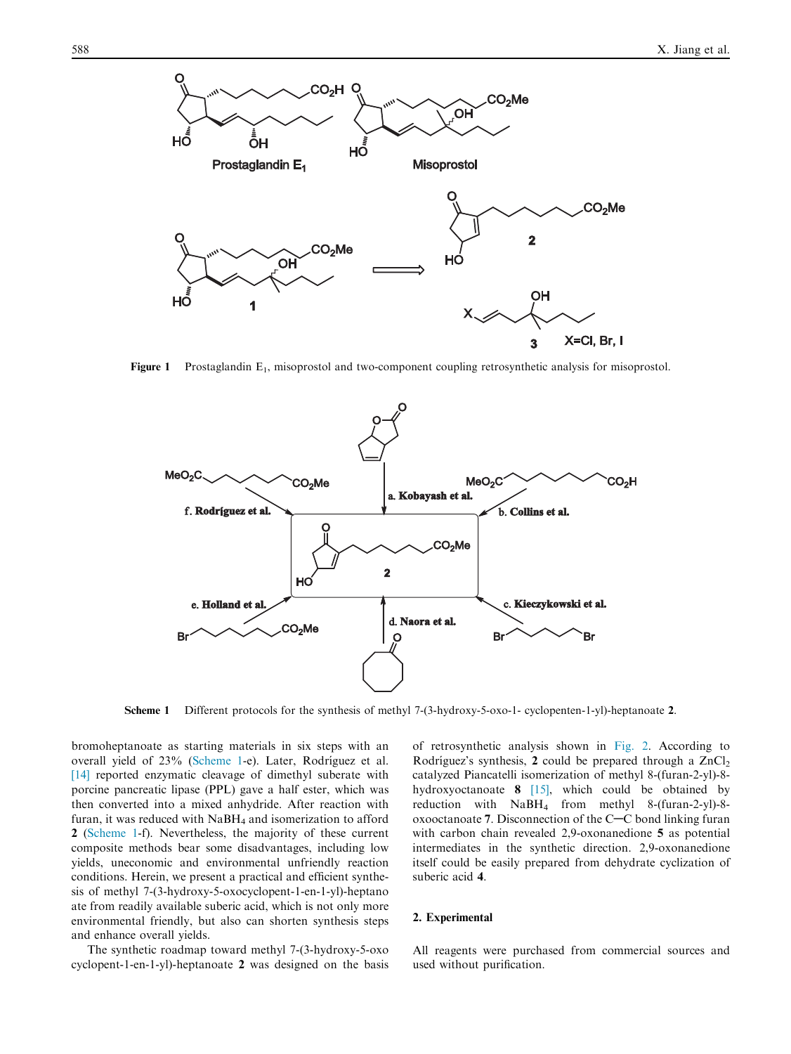Figure 1 Prostaglandin $E_1$, misoprostol and two-component coupling retrosynthetic analysis for misoprostol.

Scheme 1 Different protocols for the synthesis of methyl 7-(3-hydroxy-5-oxo-1- cyclopenten-1-yl)-heptanoate **2**.

bromoheptanoate as starting materials in six steps with an overall yield of 23% (Scheme 1-e). Later, Rodríguez et al. [14] reported enzymatic cleavage of dimethyl suberate with porcine pancreatic lipase (PPL) gave a half ester, which was then converted into a mixed anhydride. After reaction with furan, it was reduced with $NaBH_4$ and isomerization to afford **2** (Scheme 1-f). Nevertheless, the majority of these current composite methods bear some disadvantages, including low yields, uneconomic and environmental unfriendly reaction conditions. Herein, we present a practical and efficient synthesis of methyl 7-(3-hydroxy-5-oxocyclopent-1-en-1-yl)-heptanoate from readily available suberic acid, which is not only more environmental friendly, but also can shorten synthesis steps and enhance overall yields.

The synthetic roadmap toward methyl 7-(3-hydroxy-5-oxocyclopent-1-en-1-yl)-heptanoate **2** was designed on the basis of retrosynthetic analysis shown in Fig. 2. According to Rodríguez's synthesis, **2** could be prepared through a $ZnCl_2$ catalyzed Piancatelli isomerization of methyl 8-(furan-2-yl)-8-hydroxyoctanoate **8** [15], which could be obtained by reduction with $NaBH_4$ from methyl 8-(furan-2-yl)-8-oxooctanoate **7**. Disconnection of the C—C bond linking furan with carbon chain revealed 2,9-oxonanedione **5** as potential intermediates in the synthetic direction. 2,9-oxonanedione itself could be easily prepared from dehydrate cyclization of suberic acid **4**.

## 2. Experimental

All reagents were purchased from commercial sources and used without purification.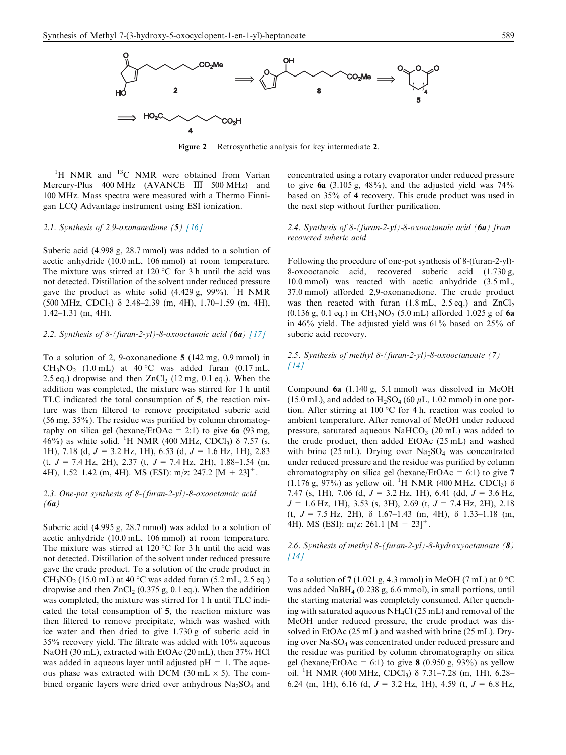Figure 2 Retrosynthetic analysis for key intermediate **2**.

$^{1}$H NMR and $^{13}$C NMR were obtained from Varian Mercury-Plus 400 MHz (AVANCE Ⅲ 500 MHz) and 100 MHz. Mass spectra were measured with a Thermo Finnigan LCQ Advantage instrument using ESI ionization.

### 2.1. Synthesis of 2,9-oxonanedione (5) [16]

Suberic acid (4.998 g, 28.7 mmol) was added to a solution of acetic anhydride (10.0 mL, 106 mmol) at room temperature. The mixture was stirred at 120 °C for 3 h until the acid was not detected. Distillation of the solvent under reduced pressure gave the product as white solid (4.429 g, 99%). $^{1}$H NMR (500 MHz, $CDCl_3$) δ 2.48–2.39 (m, 4H), 1.70–1.59 (m, 4H), 1.42–1.31 (m, 4H).

### 2.2. Synthesis of 8-(furan-2-yl)-8-oxooctanoic acid (6a) [17]

To a solution of 2, 9-oxonanedione **5** (142 mg, 0.9 mmol) in $CH_3NO_2$ (1.0 mL) at 40 °C was added furan (0.17 mL, 2.5 eq.) dropwise and then $ZnCl_2$ (12 mg, 0.1 eq.). When the addition was completed, the mixture was stirred for 1 h until TLC indicated the total consumption of **5**, the reaction mixture was then filtered to remove precipitated suberic acid (56 mg, 35%). The residue was purified by column chromatography on silica gel (hexane/EtOAc = 2:1) to give **6a** (93 mg, 46%) as white solid. $^{1}$H NMR (400 MHz, $CDCl_3$) δ 7.57 (s, 1H), 7.18 (d, $J$ = 3.2 Hz, 1H), 6.53 (d, $J$ = 1.6 Hz, 1H), 2.83 (t, $J$ = 7.4 Hz, 2H), 2.37 (t, $J$ = 7.4 Hz, 2H), 1.88–1.54 (m, 4H), 1.52–1.42 (m, 4H). MS (ESI): m/z: 247.2 $[M + 23]^{+}$.

### 2.3. One-pot synthesis of 8-(furan-2-yl)-8-oxooctanoic acid (6a)

Suberic acid (4.995 g, 28.7 mmol) was added to a solution of acetic anhydride (10.0 mL, 106 mmol) at room temperature. The mixture was stirred at 120 °C for 3 h until the acid was not detected. Distillation of the solvent under reduced pressure gave the crude product. To a solution of the crude product in $CH_3NO_2$ (15.0 mL) at 40 °C was added furan (5.2 mL, 2.5 eq.) dropwise and then $ZnCl_2$ (0.375 g, 0.1 eq.). When the addition was completed, the mixture was stirred for 1 h until TLC indicated the total consumption of **5**, the reaction mixture was then filtered to remove precipitate, which was washed with ice water and then dried to give 1.730 g of suberic acid in 35% recovery yield. The filtrate was added with 10% aqueous NaOH (30 mL), extracted with EtOAc (20 mL), then 37% HCl was added in aqueous layer until adjusted pH = 1. The aqueous phase was extracted with DCM (30 mL × 5). The combined organic layers were dried over anhydrous $Na_2SO_4$ and concentrated using a rotary evaporator under reduced pressure to give **6a** (3.105 g, 48%), and the adjusted yield was 74% based on 35% of **4** recovery. This crude product was used in the next step without further purification.

### 2.4. Synthesis of 8-(furan-2-yl)-8-oxooctanoic acid (6a) from recovered suberic acid

Following the procedure of one-pot synthesis of 8-(furan-2-yl)-8-oxooctanoic acid, recovered suberic acid (1.730 g, 10.0 mmol) was reacted with acetic anhydride (3.5 mL, 37.0 mmol) afforded 2,9-oxonanedione. The crude product was then reacted with furan (1.8 mL, 2.5 eq.) and $ZnCl_2$ (0.136 g, 0.1 eq.) in $CH_3NO_2$ (5.0 mL) afforded 1.025 g of **6a** in 46% yield. The adjusted yield was 61% based on 25% of suberic acid recovery.

### 2.5. Synthesis of methyl 8-(furan-2-yl)-8-oxooctanoate (7) [14]

Compound **6a** (1.140 g, 5.1 mmol) was dissolved in MeOH (15.0 mL), and added to $H_2SO_4$ (60 μL, 1.02 mmol) in one portion. After stirring at 100 °C for 4 h, reaction was cooled to ambient temperature. After removal of MeOH under reduced pressure, saturated aqueous $NaHCO_3$ (20 mL) was added to the crude product, then added EtOAc (25 mL) and washed with brine (25 mL). Drying over $Na_2SO_4$ was concentrated under reduced pressure and the residue was purified by column chromatography on silica gel (hexane/EtOAc = 6:1) to give **7** (1.176 g, 97%) as yellow oil. $^{1}$H NMR (400 MHz, $CDCl_3$) δ 7.47 (s, 1H), 7.06 (d, $J$ = 3.2 Hz, 1H), 6.41 (dd, $J$ = 3.6 Hz, $J$ = 1.6 Hz, 1H), 3.53 (s, 3H), 2.69 (t, $J$ = 7.4 Hz, 2H), 2.18 (t, $J$ = 7.5 Hz, 2H), δ 1.67–1.43 (m, 4H), δ 1.33–1.18 (m, 4H). MS (ESI): m/z: 261.1 $[M + 23]^{+}$.

### 2.6. Synthesis of methyl 8-(furan-2-yl)-8-hydroxyoctanoate (8) [14]

To a solution of **7** (1.021 g, 4.3 mmol) in MeOH (7 mL) at 0 °C was added $NaBH_4$ (0.238 g, 6.6 mmol), in small portions, until the starting material was completely consumed. After quenching with saturated aqueous $NH_4Cl$ (25 mL) and removal of the MeOH under reduced pressure, the crude product was dissolved in EtOAc (25 mL) and washed with brine (25 mL). Drying over $Na_2SO_4$ was concentrated under reduced pressure and the residue was purified by column chromatography on silica gel (hexane/EtOAc = 6:1) to give **8** (0.950 g, 93%) as yellow oil. $^{1}$H NMR (400 MHz, $CDCl_3$) δ 7.31–7.28 (m, 1H), 6.28–6.24 (m, 1H), 6.16 (d, $J$ = 3.2 Hz, 1H), 4.59 (t, $J$ = 6.8 Hz,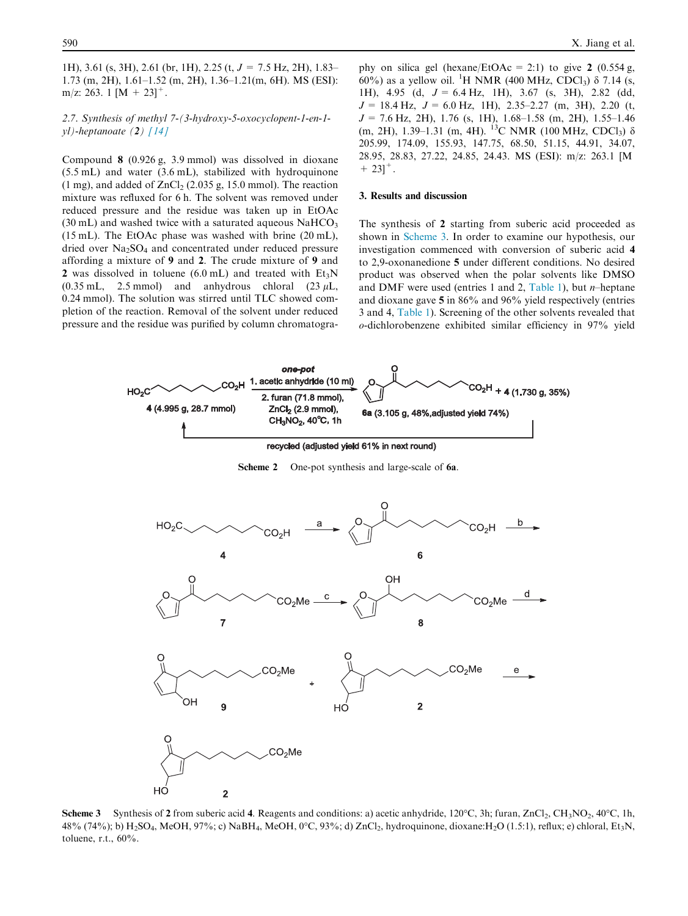1H), 3.61 (s, 3H), 2.61 (br, 1H), 2.25 (t, $J$ = 7.5 Hz, 2H), 1.83–1.73 (m, 2H), 1.61–1.52 (m, 2H), 1.36–1.21(m, 6H). MS (ESI): m/z: 263. 1 [M + 23]$^+$.

### 2.7. Synthesis of methyl 7-(3-hydroxy-5-oxocyclopent-1-en-1-yl)-heptanoate (2) [14]

Compound **8** (0.926 g, 3.9 mmol) was dissolved in dioxane (5.5 mL) and water (3.6 mL), stabilized with hydroquinone (1 mg), and added of $ZnCl_2$ (2.035 g, 15.0 mmol). The reaction mixture was refluxed for 6 h. The solvent was removed under reduced pressure and the residue was taken up in EtOAc (30 mL) and washed twice with a saturated aqueous $NaHCO_3$ (15 mL). The EtOAc phase was washed with brine (20 mL), dried over $Na_2SO_4$ and concentrated under reduced pressure affording a mixture of **9** and **2**. The crude mixture of **9** and **2** was dissolved in toluene (6.0 mL) and treated with $Et_3N$ (0.35 mL, 2.5 mmol) and anhydrous chloral (23 μL, 0.24 mmol). The solution was stirred until TLC showed completion of the reaction. Removal of the solvent under reduced pressure and the residue was purified by column chromatography on silica gel (hexane/EtOAc = 2:1) to give **2** (0.554 g, 60%) as a yellow oil. $^1$H NMR (400 MHz, $CDCl_3$) δ 7.14 (s, 1H), 4.95 (d, $J$ = 6.4 Hz, 1H), 3.67 (s, 3H), 2.82 (dd, $J$ = 18.4 Hz, $J$ = 6.0 Hz, 1H), 2.35–2.27 (m, 3H), 2.20 (t, $J$ = 7.6 Hz, 2H), 1.76 (s, 1H), 1.68–1.58 (m, 2H), 1.55–1.46 (m, 2H), 1.39–1.31 (m, 4H). $^{13}$C NMR (100 MHz, $CDCl_3$) δ 205.99, 174.09, 155.93, 147.75, 68.50, 51.15, 44.91, 34.07, 28.95, 28.83, 27.22, 24.85, 24.43. MS (ESI): m/z: 263.1 [M + 23]$^+$.

## 3. Results and discussion

The synthesis of **2** starting from suberic acid proceeded as shown in Scheme 3. In order to examine our hypothesis, our investigation commenced with conversion of suberic acid **4** to 2,9-oxonanedione **5** under different conditions. No desired product was observed when the polar solvents like DMSO and DMF were used (entries 1 and 2, Table 1), but *n*–heptane and dioxane gave **5** in 86% and 96% yield respectively (entries 3 and 4, Table 1). Screening of the other solvents revealed that *o*-dichlorobenzene exhibited similar efficiency in 97% yield

**Scheme 2** One-pot synthesis and large-scale of **6a**.

**Scheme 3** Synthesis of **2** from suberic acid **4**. Reagents and conditions: a) acetic anhydride, 120°C, 3h; furan, $ZnCl_2$, $CH_3NO_2$, 40°C, 1h, 48% (74%); b) $H_2SO_4$, MeOH, 97%; c) $NaBH_4$, MeOH, 0°C, 93%; d) $ZnCl_2$, hydroquinone, dioxane:$H_2O$ (1.5:1), reflux; e) chloral, $Et_3N$, toluene, r.t., 60%.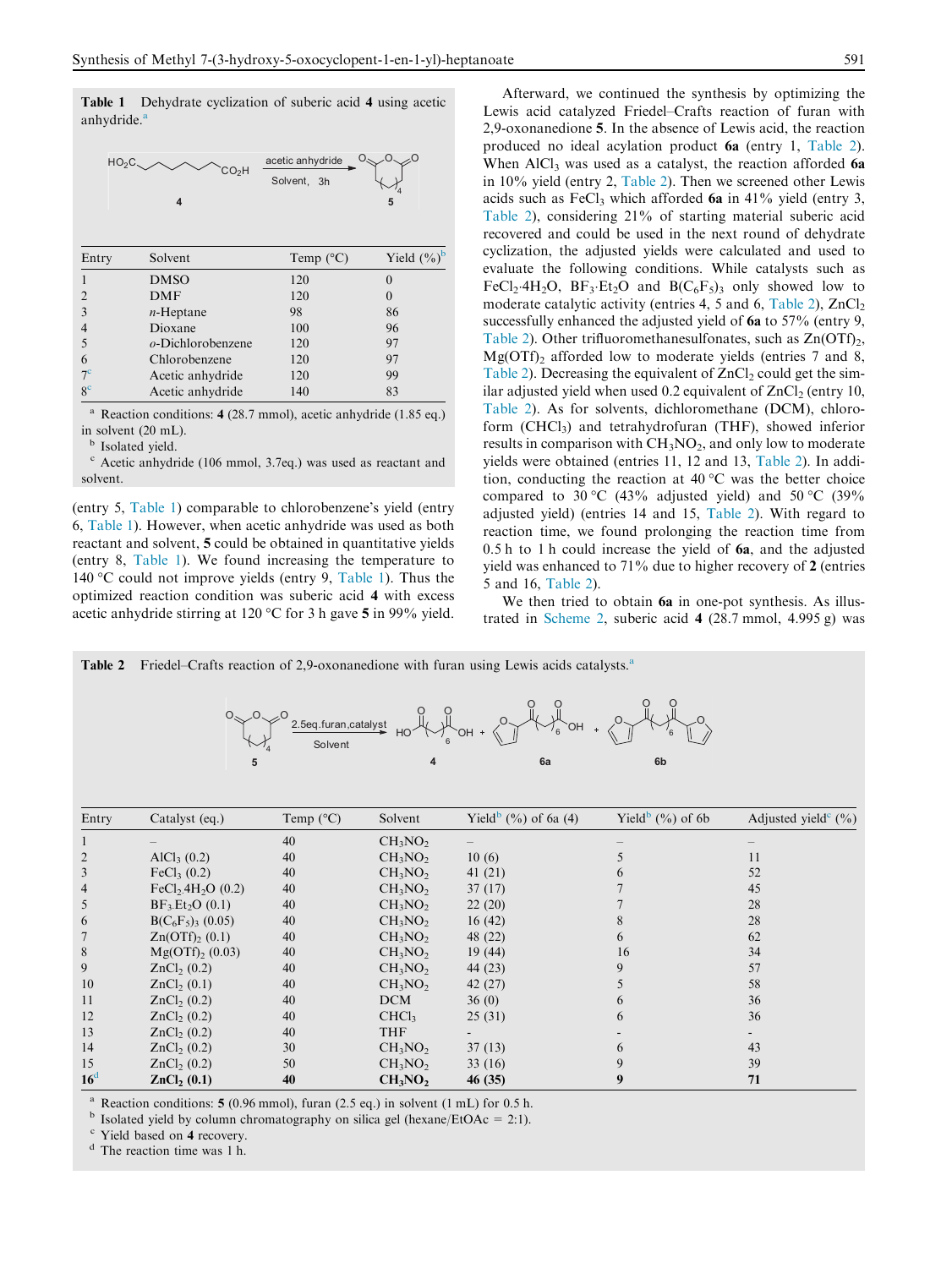**Table 1** Dehydrate cyclization of suberic acid **4** using acetic anhydride.[a]

| Entry | Solvent | Temp (°C) | Yield (%)[b] |
|---|---|---|---|
| 1 | DMSO | 120 | 0 |
| 2 | DMF | 120 | 0 |
| 3 | *n*-Heptane | 98 | 86 |
| 4 | Dioxane | 100 | 96 |
| 5 | *o*-Dichlorobenzene | 120 | 97 |
| 6 | Chlorobenzene | 120 | 97 |
| 7[c] | Acetic anhydride | 120 | 99 |
| 8[c] | Acetic anhydride | 140 | 83 |

[a] Reaction conditions: **4** (28.7 mmol), acetic anhydride (1.85 eq.) in solvent (20 mL).
[b] Isolated yield.
[c] Acetic anhydride (106 mmol, 3.7eq.) was used as reactant and solvent.

(entry 5, Table 1) comparable to chlorobenzene's yield (entry 6, Table 1). However, when acetic anhydride was used as both reactant and solvent, **5** could be obtained in quantitative yields (entry 8, Table 1). We found increasing the temperature to 140 °C could not improve yields (entry 9, Table 1). Thus the optimized reaction condition was suberic acid **4** with excess acetic anhydride stirring at 120 °C for 3 h gave **5** in 99% yield.

Afterward, we continued the synthesis by optimizing the Lewis acid catalyzed Friedel–Crafts reaction of furan with 2,9-oxonanedione **5**. In the absence of Lewis acid, the reaction produced no ideal acylation product **6a** (entry 1, Table 2). When $AlCl_3$ was used as a catalyst, the reaction afforded **6a** in 10% yield (entry 2, Table 2). Then we screened other Lewis acids such as $FeCl_3$ which afforded **6a** in 41% yield (entry 3, Table 2), considering 21% of starting material suberic acid recovered and could be used in the next round of dehydrate cyclization, the adjusted yields were calculated and used to evaluate the following conditions. While catalysts such as $FeCl_2{\cdot}4H_2O$, $BF_3{\cdot}Et_2O$ and $B(C_6F_5)_3$ only showed low to moderate catalytic activity (entries 4, 5 and 6, Table 2), $ZnCl_2$ successfully enhanced the adjusted yield of **6a** to 57% (entry 9, Table 2). Other trifluoromethanesulfonates, such as $Zn(OTf)_2$, $Mg(OTf)_2$ afforded low to moderate yields (entries 7 and 8, Table 2). Decreasing the equivalent of $ZnCl_2$ could get the similar adjusted yield when used 0.2 equivalent of $ZnCl_2$ (entry 10, Table 2). As for solvents, dichloromethane (DCM), chloroform ($CHCl_3$) and tetrahydrofuran (THF), showed inferior results in comparison with $CH_3NO_2$, and only low to moderate yields were obtained (entries 11, 12 and 13, Table 2). In addition, conducting the reaction at 40 °C was the better choice compared to 30 °C (43% adjusted yield) and 50 °C (39% adjusted yield) (entries 14 and 15, Table 2). With regard to reaction time, we found prolonging the reaction time from 0.5 h to 1 h could increase the yield of **6a**, and the adjusted yield was enhanced to 71% due to higher recovery of **2** (entries 5 and 16, Table 2).

We then tried to obtain **6a** in one-pot synthesis. As illustrated in Scheme 2, suberic acid **4** (28.7 mmol, 4.995 g) was

**Table 2** Friedel–Crafts reaction of 2,9-oxonanedione with furan using Lewis acids catalysts.[a]

| Entry | Catalyst (eq.) | Temp (°C) | Solvent | Yield[b] (%) of 6a (4) | Yield[b] (%) of 6b | Adjusted yield[c] (%) |
|---|---|---|---|---|---|---|
| 1 | – | 40 | $CH_3NO_2$ | – | – | – |
| 2 | $AlCl_3$ (0.2) | 40 | $CH_3NO_2$ | 10 (6) | 5 | 11 |
| 3 | $FeCl_3$ (0.2) | 40 | $CH_3NO_2$ | 41 (21) | 6 | 52 |
| 4 | $FeCl_2.4H_2O$ (0.2) | 40 | $CH_3NO_2$ | 37 (17) | 7 | 45 |
| 5 | $BF_3.Et_2O$ (0.1) | 40 | $CH_3NO_2$ | 22 (20) | 7 | 28 |
| 6 | $B(C_6F_5)_3$ (0.05) | 40 | $CH_3NO_2$ | 16 (42) | 8 | 28 |
| 7 | $Zn(OTf)_2$ (0.1) | 40 | $CH_3NO_2$ | 48 (22) | 6 | 62 |
| 8 | $Mg(OTf)_2$ (0.03) | 40 | $CH_3NO_2$ | 19 (44) | 16 | 34 |
| 9 | $ZnCl_2$ (0.2) | 40 | $CH_3NO_2$ | 44 (23) | 9 | 57 |
| 10 | $ZnCl_2$ (0.1) | 40 | $CH_3NO_2$ | 42 (27) | 5 | 58 |
| 11 | $ZnCl_2$ (0.2) | 40 | DCM | 36 (0) | 6 | 36 |
| 12 | $ZnCl_2$ (0.2) | 40 | $CHCl_3$ | 25 (31) | 6 | 36 |
| 13 | $ZnCl_2$ (0.2) | 40 | THF | - | - | - |
| 14 | $ZnCl_2$ (0.2) | 30 | $CH_3NO_2$ | 37 (13) | 6 | 43 |
| 15 | $ZnCl_2$ (0.2) | 50 | $CH_3NO_2$ | 33 (16) | 9 | 39 |
| **16**[d] | **$ZnCl_2$ (0.1)** | **40** | **$CH_3NO_2$** | **46 (35)** | **9** | **71** |

[a] Reaction conditions: **5** (0.96 mmol), furan (2.5 eq.) in solvent (1 mL) for 0.5 h.
[b] Isolated yield by column chromatography on silica gel (hexane/EtOAc = 2:1).
[c] Yield based on **4** recovery.
[d] The reaction time was 1 h.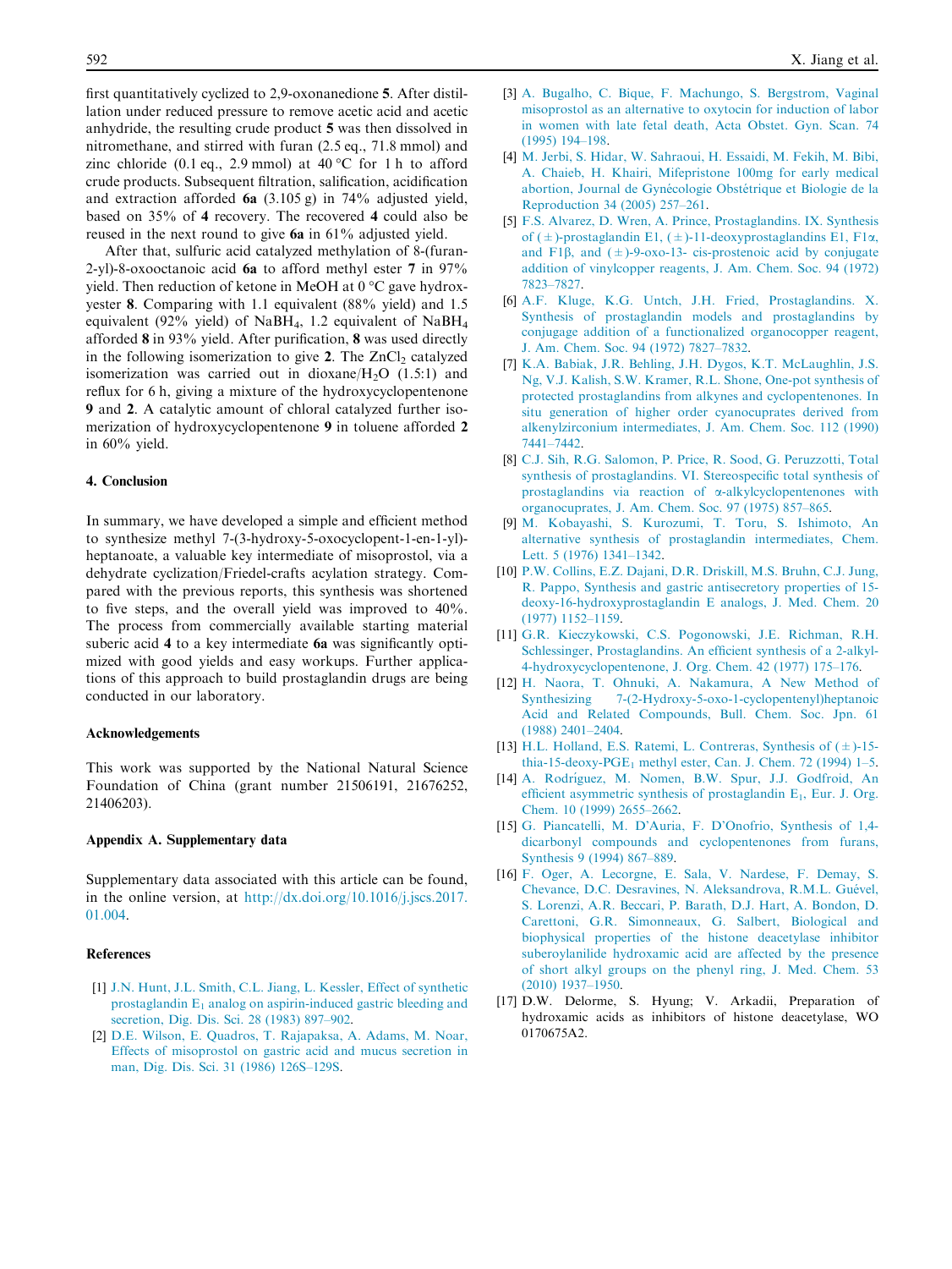first quantitatively cyclized to 2,9-oxonanedione **5**. After distillation under reduced pressure to remove acetic acid and acetic anhydride, the resulting crude product **5** was then dissolved in nitromethane, and stirred with furan (2.5 eq., 71.8 mmol) and zinc chloride (0.1 eq., 2.9 mmol) at 40 °C for 1 h to afford crude products. Subsequent filtration, salification, acidification and extraction afforded **6a** (3.105 g) in 74% adjusted yield, based on 35% of **4** recovery. The recovered **4** could also be reused in the next round to give **6a** in 61% adjusted yield.

After that, sulfuric acid catalyzed methylation of 8-(furan-2-yl)-8-oxooctanoic acid **6a** to afford methyl ester **7** in 97% yield. Then reduction of ketone in MeOH at 0 °C gave hydroxyester **8**. Comparing with 1.1 equivalent (88% yield) and 1.5 equivalent (92% yield) of $NaBH_4$, 1.2 equivalent of $NaBH_4$ afforded **8** in 93% yield. After purification, **8** was used directly in the following isomerization to give **2**. The $ZnCl_2$ catalyzed isomerization was carried out in dioxane/$H_2O$ (1.5:1) and reflux for 6 h, giving a mixture of the hydroxycyclopentenone **9** and **2**. A catalytic amount of chloral catalyzed further isomerization of hydroxycyclopentenone **9** in toluene afforded **2** in 60% yield.

## 4. Conclusion

In summary, we have developed a simple and efficient method to synthesize methyl 7-(3-hydroxy-5-oxocyclopent-1-en-1-yl)-heptanoate, a valuable key intermediate of misoprostol, via a dehydrate cyclization/Friedel-crafts acylation strategy. Compared with the previous reports, this synthesis was shortened to five steps, and the overall yield was improved to 40%. The process from commercially available starting material suberic acid **4** to a key intermediate **6a** was significantly optimized with good yields and easy workups. Further applications of this approach to build prostaglandin drugs are being conducted in our laboratory.

## Acknowledgements

This work was supported by the National Natural Science Foundation of China (grant number 21506191, 21676252, 21406203).

## Appendix A. Supplementary data

Supplementary data associated with this article can be found, in the online version, at http://dx.doi.org/10.1016/j.jscs.2017.01.004.

## References

[1] J.N. Hunt, J.L. Smith, C.L. Jiang, L. Kessler, Effect of synthetic prostaglandin $E_1$ analog on aspirin-induced gastric bleeding and secretion, Dig. Dis. Sci. 28 (1983) 897–902.

[2] D.E. Wilson, E. Quadros, T. Rajapaksa, A. Adams, M. Noar, Effects of misoprostol on gastric acid and mucus secretion in man, Dig. Dis. Sci. 31 (1986) 126S–129S.

[3] A. Bugalho, C. Bique, F. Machungo, S. Bergstrom, Vaginal misoprostol as an alternative to oxytocin for induction of labor in women with late fetal death, Acta Obstet. Gyn. Scan. 74 (1995) 194–198.

[4] M. Jerbi, S. Hidar, W. Sahraoui, H. Essaidi, M. Fekih, M. Bibi, A. Chaieb, H. Khairi, Mifepristone 100mg for early medical abortion, Journal de Gynécologie Obstétrique et Biologie de la Reproduction 34 (2005) 257–261.

[5] F.S. Alvarez, D. Wren, A. Prince, Prostaglandins. IX. Synthesis of (±)-prostaglandin E1, (±)-11-deoxyprostaglandins E1, F1α, and F1β, and (±)-9-oxo-13- cis-prostenoic acid by conjugate addition of vinylcopper reagents, J. Am. Chem. Soc. 94 (1972) 7823–7827.

[6] A.F. Kluge, K.G. Untch, J.H. Fried, Prostaglandins. X. Synthesis of prostaglandin models and prostaglandins by conjugage addition of a functionalized organocopper reagent, J. Am. Chem. Soc. 94 (1972) 7827–7832.

[7] K.A. Babiak, J.R. Behling, J.H. Dygos, K.T. McLaughlin, J.S. Ng, V.J. Kalish, S.W. Kramer, R.L. Shone, One-pot synthesis of protected prostaglandins from alkynes and cyclopentenones. In situ generation of higher order cyanocuprates derived from alkenylzirconium intermediates, J. Am. Chem. Soc. 112 (1990) 7441–7442.

[8] C.J. Sih, R.G. Salomon, P. Price, R. Sood, G. Peruzzotti, Total synthesis of prostaglandins. VI. Stereospecific total synthesis of prostaglandins via reaction of α-alkylcyclopentenones with organocuprates, J. Am. Chem. Soc. 97 (1975) 857–865.

[9] M. Kobayashi, S. Kurozumi, T. Toru, S. Ishimoto, An alternative synthesis of prostaglandin intermediates, Chem. Lett. 5 (1976) 1341–1342.

[10] P.W. Collins, E.Z. Dajani, D.R. Driskill, M.S. Bruhn, C.J. Jung, R. Pappo, Synthesis and gastric antisecretory properties of 15-deoxy-16-hydroxyprostaglandin E analogs, J. Med. Chem. 20 (1977) 1152–1159.

[11] G.R. Kieczykowski, C.S. Pogonowski, J.E. Richman, R.H. Schlessinger, Prostaglandins. An efficient synthesis of a 2-alkyl-4-hydroxycyclopentenone, J. Org. Chem. 42 (1977) 175–176.

[12] H. Naora, T. Ohnuki, A. Nakamura, A New Method of Synthesizing 7-(2-Hydroxy-5-oxo-1-cyclopentenyl)heptanoic Acid and Related Compounds, Bull. Chem. Soc. Jpn. 61 (1988) 2401–2404.

[13] H.L. Holland, E.S. Ratemi, L. Contreras, Synthesis of (±)-15-thia-15-deoxy-$PGE_1$ methyl ester, Can. J. Chem. 72 (1994) 1–5.

[14] A. Rodríguez, M. Nomen, B.W. Spur, J.J. Godfroid, An efficient asymmetric synthesis of prostaglandin $E_1$, Eur. J. Org. Chem. 10 (1999) 2655–2662.

[15] G. Piancatelli, M. D'Auria, F. D'Onofrio, Synthesis of 1,4-dicarbonyl compounds and cyclopentenones from furans, Synthesis 9 (1994) 867–889.

[16] F. Oger, A. Lecorgne, E. Sala, V. Nardese, F. Demay, S. Chevance, D.C. Desravines, N. Aleksandrova, R.M.L. Guével, S. Lorenzi, A.R. Beccari, P. Barath, D.J. Hart, A. Bondon, D. Carettoni, G.R. Simonneaux, G. Salbert, Biological and biophysical properties of the histone deacetylase inhibitor suberoylanilide hydroxamic acid are affected by the presence of short alkyl groups on the phenyl ring, J. Med. Chem. 53 (2010) 1937–1950.

[17] D.W. Delorme, S. Hyung; V. Arkadii, Preparation of hydroxamic acids as inhibitors of histone deacetylase, WO 0170675A2.